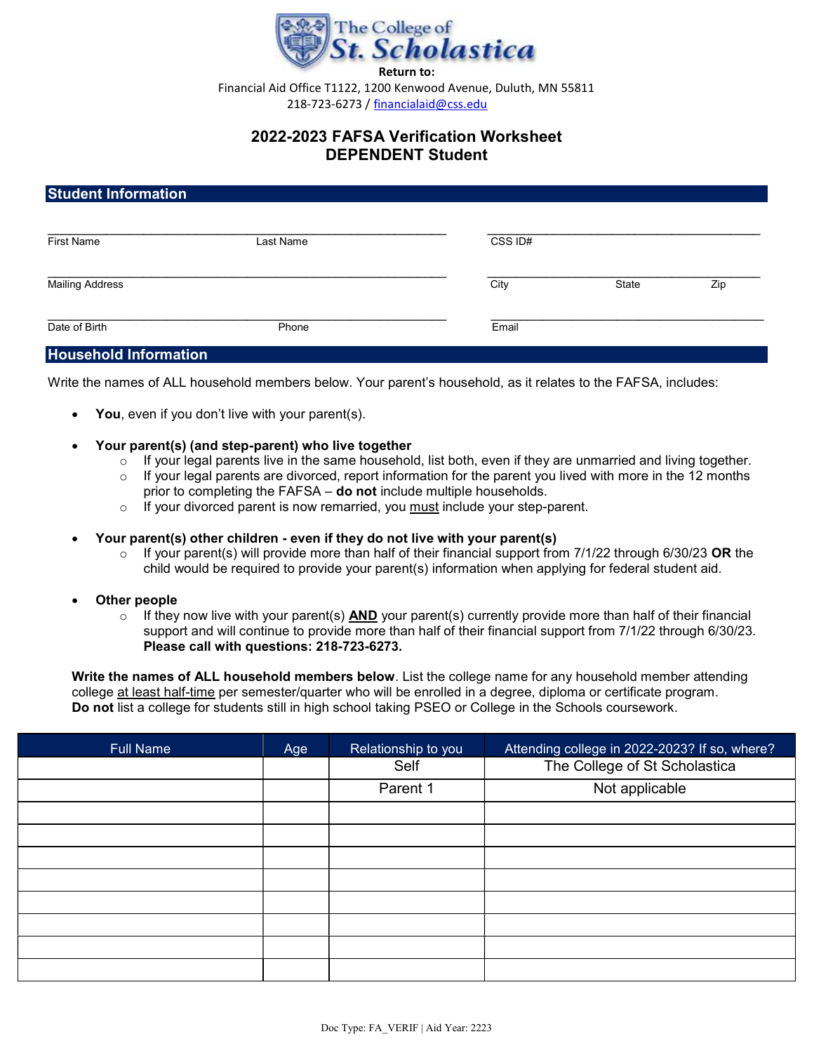The College of St. Scholastica

**Return to:**

Financial Aid Office T1122, 1200 Kenwood Avenue, Duluth, MN 55811

218-723-6273 / financialaid@css.edu

# 2022-2023 FAFSA Verification Worksheet
# DEPENDENT Student

## Student Information

First Name ______________ Last Name ______________ CSS ID# ______________

Mailing Address ______________ City ______________ State ______ Zip ______

Date of Birth ______________ Phone ______________ Email ______________

## Household Information

Write the names of ALL household members below. Your parent's household, as it relates to the FAFSA, includes:

- **You**, even if you don't live with your parent(s).
- **Your parent(s) (and step-parent) who live together**
  - If your legal parents live in the same household, list both, even if they are unmarried and living together.
  - If your legal parents are divorced, report information for the parent you lived with more in the 12 months prior to completing the FAFSA – **do not** include multiple households.
  - If your divorced parent is now remarried, you must include your step-parent.
- **Your parent(s) other children - even if they do not live with your parent(s)**
  - If your parent(s) will provide more than half of their financial support from 7/1/22 through 6/30/23 **OR** the child would be required to provide your parent(s) information when applying for federal student aid.
- **Other people**
  - If they now live with your parent(s) **AND** your parent(s) currently provide more than half of their financial support and will continue to provide more than half of their financial support from 7/1/22 through 6/30/23. **Please call with questions: 218-723-6273.**

**Write the names of ALL household members below**. List the college name for any household member attending college at least half-time per semester/quarter who will be enrolled in a degree, diploma or certificate program. **Do not** list a college for students still in high school taking PSEO or College in the Schools coursework.

| Full Name | Age | Relationship to you | Attending college in 2022-2023? If so, where? |
|---|---|---|---|
| | | Self | The College of St Scholastica |
| | | Parent 1 | Not applicable |
| | | | |
| | | | |
| | | | |
| | | | |
| | | | |
| | | | |
| | | | |
| | | | |

Doc Type: FA_VERIF | Aid Year: 2223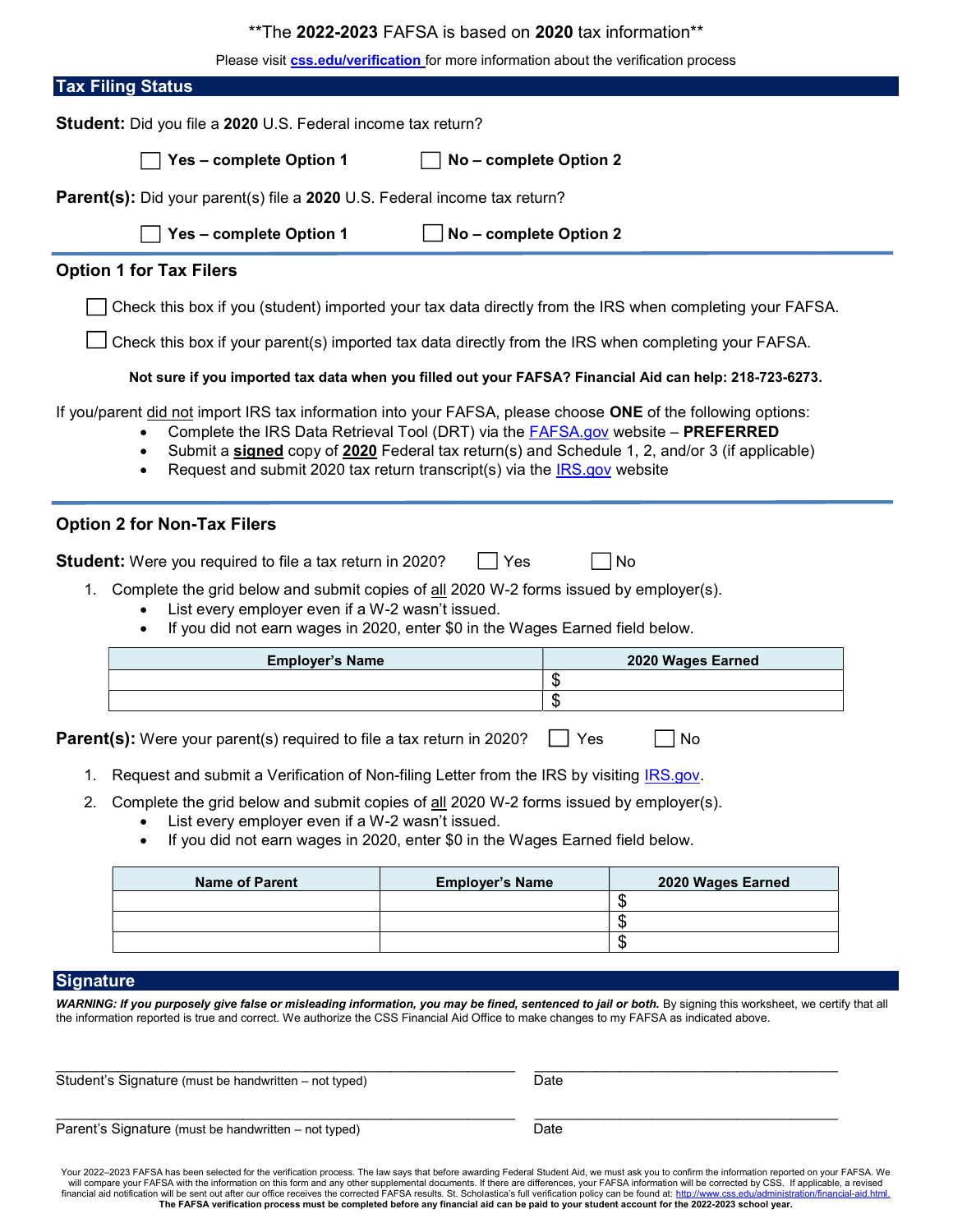**The **2022-2023** FAFSA is based on **2020** tax information**

Please visit [css.edu/verification](css.edu/verification) for more information about the verification process

## Tax Filing Status

**Student:** Did you file a **2020** U.S. Federal income tax return?

☐ **Yes – complete Option 1** ☐ **No – complete Option 2**

**Parent(s):** Did your parent(s) file a **2020** U.S. Federal income tax return?

☐ **Yes – complete Option 1** ☐ **No – complete Option 2**

## Option 1 for Tax Filers

☐ Check this box if you (student) imported your tax data directly from the IRS when completing your FAFSA.

☐ Check this box if your parent(s) imported tax data directly from the IRS when completing your FAFSA.

**Not sure if you imported tax data when you filled out your FAFSA? Financial Aid can help: 218-723-6273.**

If you/parent did not import IRS tax information into your FAFSA, please choose **ONE** of the following options:

- Complete the IRS Data Retrieval Tool (DRT) via the FAFSA.gov website – **PREFERRED**
- Submit a **signed** copy of **2020** Federal tax return(s) and Schedule 1, 2, and/or 3 (if applicable)
- Request and submit 2020 tax return transcript(s) via the IRS.gov website

## Option 2 for Non-Tax Filers

**Student:** Were you required to file a tax return in 2020? ☐ Yes ☐ No

1. Complete the grid below and submit copies of all 2020 W-2 forms issued by employer(s).
   - List every employer even if a W-2 wasn't issued.
   - If you did not earn wages in 2020, enter $0 in the Wages Earned field below.

| Employer's Name | 2020 Wages Earned |
|---|---|
| | $ |
| | $ |

**Parent(s):** Were your parent(s) required to file a tax return in 2020? ☐ Yes ☐ No

1. Request and submit a Verification of Non-filing Letter from the IRS by visiting IRS.gov.
2. Complete the grid below and submit copies of all 2020 W-2 forms issued by employer(s).
   - List every employer even if a W-2 wasn't issued.
   - If you did not earn wages in 2020, enter $0 in the Wages Earned field below.

| Name of Parent | Employer's Name | 2020 Wages Earned |
|---|---|---|
| | | $ |
| | | $ |
| | | $ |

## Signature

***WARNING: If you purposely give false or misleading information, you may be fined, sentenced to jail or both.*** By signing this worksheet, we certify that all the information reported is true and correct. We authorize the CSS Financial Aid Office to make changes to my FAFSA as indicated above.

_______________________________________ _______________________
Student's Signature (must be handwritten – not typed) Date

_______________________________________ _______________________
Parent's Signature (must be handwritten – not typed) Date

Your 2022–2023 FAFSA has been selected for the verification process. The law says that before awarding Federal Student Aid, we must ask you to confirm the information reported on your FAFSA. We will compare your FAFSA with the information on this form and any other supplemental documents. If there are differences, your FAFSA information will be corrected by CSS. If applicable, a revised financial aid notification will be sent out after our office receives the corrected FAFSA results. St. Scholastica's full verification policy can be found at: http://www.css.edu/administration/financial-aid.html.
**The FAFSA verification process must be completed before any financial aid can be paid to your student account for the 2022-2023 school year.**